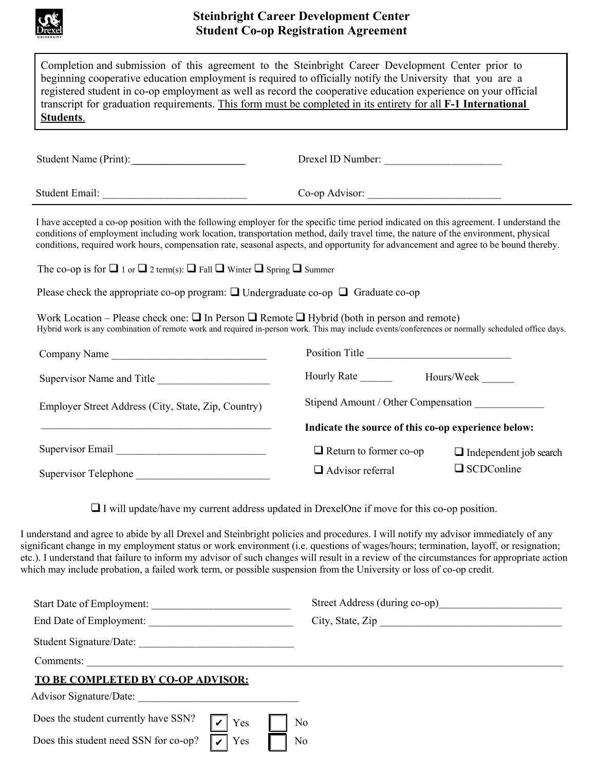# Steinbright Career Development Center
## Student Co-op Registration Agreement

> Completion and submission of this agreement to the Steinbright Career Development Center prior to beginning cooperative education employment is required to officially notify the University that you are a registered student in co-op employment as well as record the cooperative education experience on your official transcript for graduation requirements. <u>This form must be completed in its entirety for all **F-1 International Students**</u>.

Student Name (Print): ______________________ Drexel ID Number: ______________________

Student Email: ___________________________ Co-op Advisor: _________________________

I have accepted a co-op position with the following employer for the specific time period indicated on this agreement. I understand the conditions of employment including work location, transportation method, daily travel time, the nature of the environment, physical conditions, required work hours, compensation rate, seasonal aspects, and opportunity for advancement and agree to be bound thereby.

The co-op is for ❑ 1 or ❑ 2 term(s): ❑ Fall ❑ Winter ❑ Spring ❑ Summer

Please check the appropriate co-op program: ❑ Undergraduate co-op ❑ Graduate co-op

Work Location – Please check one: ❑ In Person ❑ Remote ❑ Hybrid (both in person and remote)
Hybrid work is any combination of remote work and required in-person work. This may include events/conferences or normally scheduled office days.

Company Name _____________________________

Supervisor Name and Title _____________________

Employer Street Address (City, State, Zip, Country)

_____________________________________________

Supervisor Email ____________________________

Supervisor Telephone _________________________

Position Title ___________________________

Hourly Rate ______ Hours/Week ______

Stipend Amount / Other Compensation _____________

**Indicate the source of this co-op experience below:**

❑ Return to former co-op ❑ Independent job search

❑ Advisor referral ❑ SCDConline

❑ I will update/have my current address updated in DrexelOne if move for this co-op position.

I understand and agree to abide by all Drexel and Steinbright policies and procedures. I will notify my advisor immediately of any significant change in my employment status or work environment (i.e. questions of wages/hours; termination, layoff, or resignation; etc.). I understand that failure to inform my advisor of such changes will result in a review of the circumstances for appropriate action which may include probation, a failed work term, or possible suspension from the University or loss of co-op credit.

Start Date of Employment: __________________________ Street Address (during co-op)_______________________

End Date of Employment: ___________________________ City, State, Zip ___________________________________

Student Signature/Date: _____________________________

Comments: ___________________________________________________________________________________________

**<u>TO BE COMPLETED BY CO-OP ADVISOR:</u>**

Advisor Signature/Date: ______________________________

Does the student currently have SSN? ☑ Yes ☐ No

Does this student need SSN for co-op? ☑ Yes ☐ No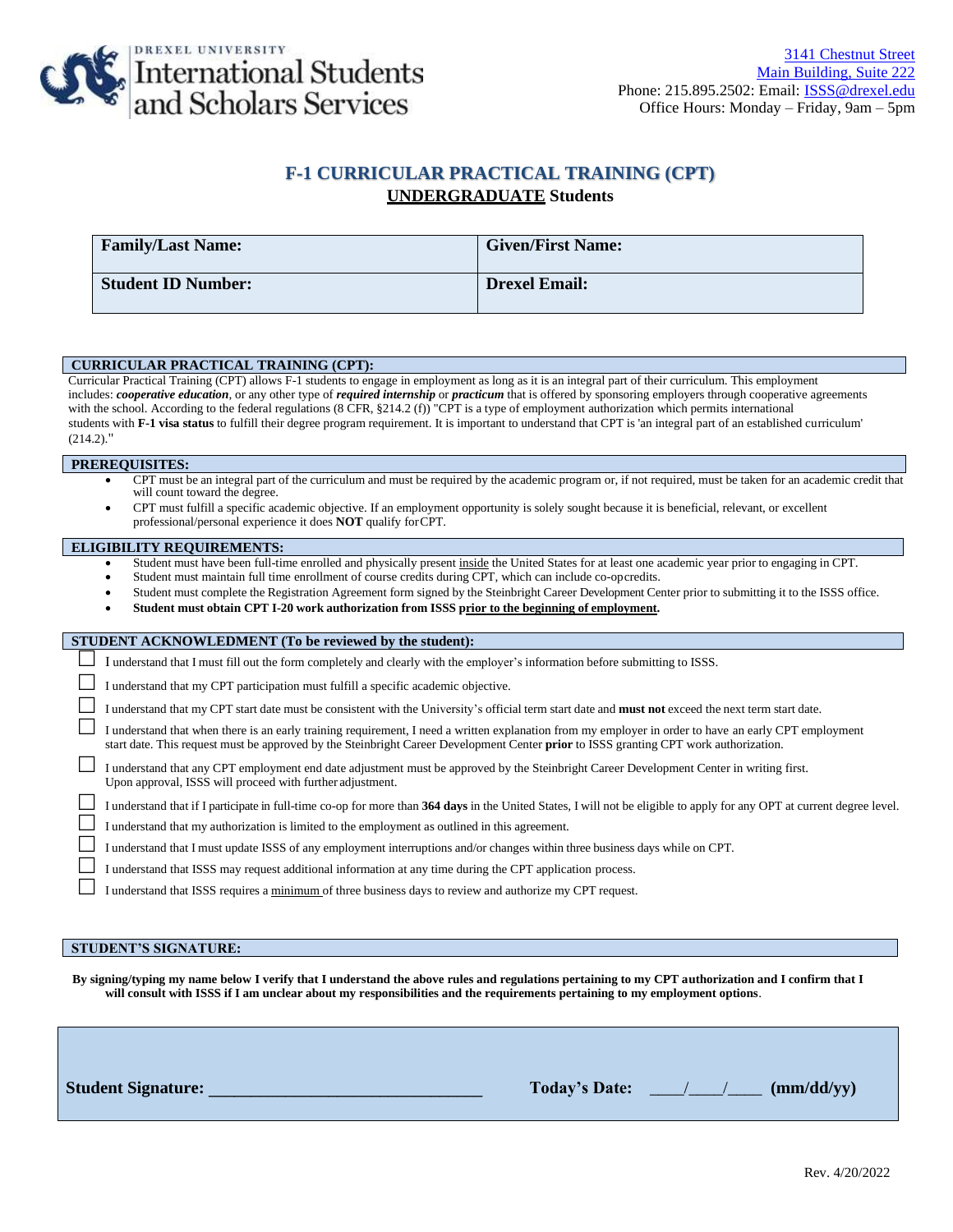Drexel University International Students and Scholars Services

[3141 Chestnut Street](#)
[Main Building, Suite 222](#)
Phone: 215.895.2502: Email: ISSS@drexel.edu
Office Hours: Monday – Friday, 9am – 5pm

# F-1 CURRICULAR PRACTICAL TRAINING (CPT)

## UNDERGRADUATE Students

| **Family/Last Name:** | **Given/First Name:** |
|---|---|
| **Student ID Number:** | **Drexel Email:** |

### CURRICULAR PRACTICAL TRAINING (CPT):

Curricular Practical Training (CPT) allows F-1 students to engage in employment as long as it is an integral part of their curriculum. This employment includes: ***cooperative education***, or any other type of ***required internship*** or ***practicum*** that is offered by sponsoring employers through cooperative agreements with the school. According to the federal regulations (8 CFR, §214.2 (f)) "CPT is a type of employment authorization which permits international students with **F-1 visa status** to fulfill their degree program requirement. It is important to understand that CPT is 'an integral part of an established curriculum' (214.2)."

### PREREQUISITES:

- CPT must be an integral part of the curriculum and must be required by the academic program or, if not required, must be taken for an academic credit that will count toward the degree.
- CPT must fulfill a specific academic objective. If an employment opportunity is solely sought because it is beneficial, relevant, or excellent professional/personal experience it does **NOT** qualify for CPT.

### ELIGIBILITY REQUIREMENTS:

- Student must have been full-time enrolled and physically present inside the United States for at least one academic year prior to engaging in CPT.
- Student must maintain full time enrollment of course credits during CPT, which can include co-op credits.
- Student must complete the Registration Agreement form signed by the Steinbright Career Development Center prior to submitting it to the ISSS office.
- **Student must obtain CPT I-20 work authorization from ISSS prior to the beginning of employment.**

### STUDENT ACKNOWLEDMENT (To be reviewed by the student):

- ☐ I understand that I must fill out the form completely and clearly with the employer's information before submitting to ISSS.
- ☐ I understand that my CPT participation must fulfill a specific academic objective.
- ☐ I understand that my CPT start date must be consistent with the University's official term start date and **must not** exceed the next term start date.
- ☐ I understand that when there is an early training requirement, I need a written explanation from my employer in order to have an early CPT employment start date. This request must be approved by the Steinbright Career Development Center **prior** to ISSS granting CPT work authorization.
- ☐ I understand that any CPT employment end date adjustment must be approved by the Steinbright Career Development Center in writing first. Upon approval, ISSS will proceed with further adjustment.
- ☐ I understand that if I participate in full-time co-op for more than **364 days** in the United States, I will not be eligible to apply for any OPT at current degree level.
- ☐ I understand that my authorization is limited to the employment as outlined in this agreement.
- ☐ I understand that I must update ISSS of any employment interruptions and/or changes within three business days while on CPT.
- ☐ I understand that ISSS may request additional information at any time during the CPT application process.
- ☐ I understand that ISSS requires a minimum of three business days to review and authorize my CPT request.

### STUDENT'S SIGNATURE:

**By signing/typing my name below I verify that I understand the above rules and regulations pertaining to my CPT authorization and I confirm that I will consult with ISSS if I am unclear about my responsibilities and the requirements pertaining to my employment options**.

**Student Signature:** ______________________________ **Today's Date:** ____/____/____ **(mm/dd/yy)**

Rev. 4/20/2022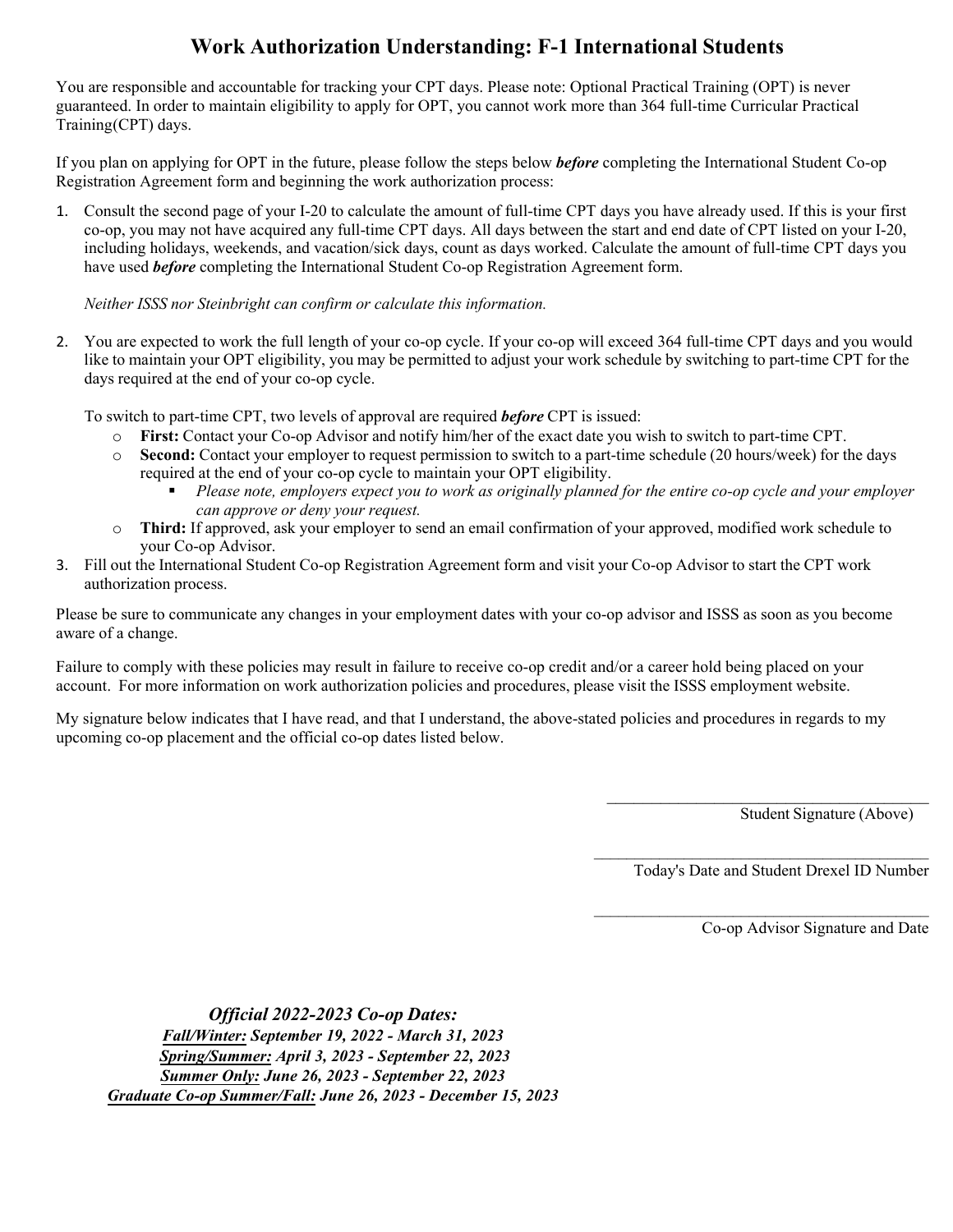# Work Authorization Understanding: F-1 International Students

You are responsible and accountable for tracking your CPT days. Please note: Optional Practical Training (OPT) is never guaranteed. In order to maintain eligibility to apply for OPT, you cannot work more than 364 full-time Curricular Practical Training(CPT) days.

If you plan on applying for OPT in the future, please follow the steps below ***before*** completing the International Student Co-op Registration Agreement form and beginning the work authorization process:

1. Consult the second page of your I-20 to calculate the amount of full-time CPT days you have already used. If this is your first co-op, you may not have acquired any full-time CPT days. All days between the start and end date of CPT listed on your I-20, including holidays, weekends, and vacation/sick days, count as days worked. Calculate the amount of full-time CPT days you have used ***before*** completing the International Student Co-op Registration Agreement form.

   *Neither ISSS nor Steinbright can confirm or calculate this information.*

2. You are expected to work the full length of your co-op cycle. If your co-op will exceed 364 full-time CPT days and you would like to maintain your OPT eligibility, you may be permitted to adjust your work schedule by switching to part-time CPT for the days required at the end of your co-op cycle.

   To switch to part-time CPT, two levels of approval are required ***before*** CPT is issued:
   - **First:** Contact your Co-op Advisor and notify him/her of the exact date you wish to switch to part-time CPT.
   - **Second:** Contact your employer to request permission to switch to a part-time schedule (20 hours/week) for the days required at the end of your co-op cycle to maintain your OPT eligibility.
     - *Please note, employers expect you to work as originally planned for the entire co-op cycle and your employer can approve or deny your request.*
   - **Third:** If approved, ask your employer to send an email confirmation of your approved, modified work schedule to your Co-op Advisor.

3. Fill out the International Student Co-op Registration Agreement form and visit your Co-op Advisor to start the CPT work authorization process.

Please be sure to communicate any changes in your employment dates with your co-op advisor and ISSS as soon as you become aware of a change.

Failure to comply with these policies may result in failure to receive co-op credit and/or a career hold being placed on your account. For more information on work authorization policies and procedures, please visit the ISSS employment website.

My signature below indicates that I have read, and that I understand, the above-stated policies and procedures in regards to my upcoming co-op placement and the official co-op dates listed below.

\_\_\_\_\_\_\_\_\_\_\_\_\_\_\_\_\_\_\_\_\_\_\_\_\_\_\_\_\_\_\_\_\_\_\_\_\_\_\_\_\_\_

Student Signature (Above)

\_\_\_\_\_\_\_\_\_\_\_\_\_\_\_\_\_\_\_\_\_\_\_\_\_\_\_\_\_\_\_\_\_\_\_\_\_\_\_\_\_\_

Today's Date and Student Drexel ID Number

\_\_\_\_\_\_\_\_\_\_\_\_\_\_\_\_\_\_\_\_\_\_\_\_\_\_\_\_\_\_\_\_\_\_\_\_\_\_\_\_\_\_

Co-op Advisor Signature and Date

***Official 2022-2023 Co-op Dates:***

***Fall/Winter:** September 19, 2022 - March 31, 2023*

***Spring/Summer:** April 3, 2023 - September 22, 2023*

***Summer Only:** June 26, 2023 - September 22, 2023*

***Graduate Co-op Summer/Fall:** June 26, 2023 - December 15, 2023*